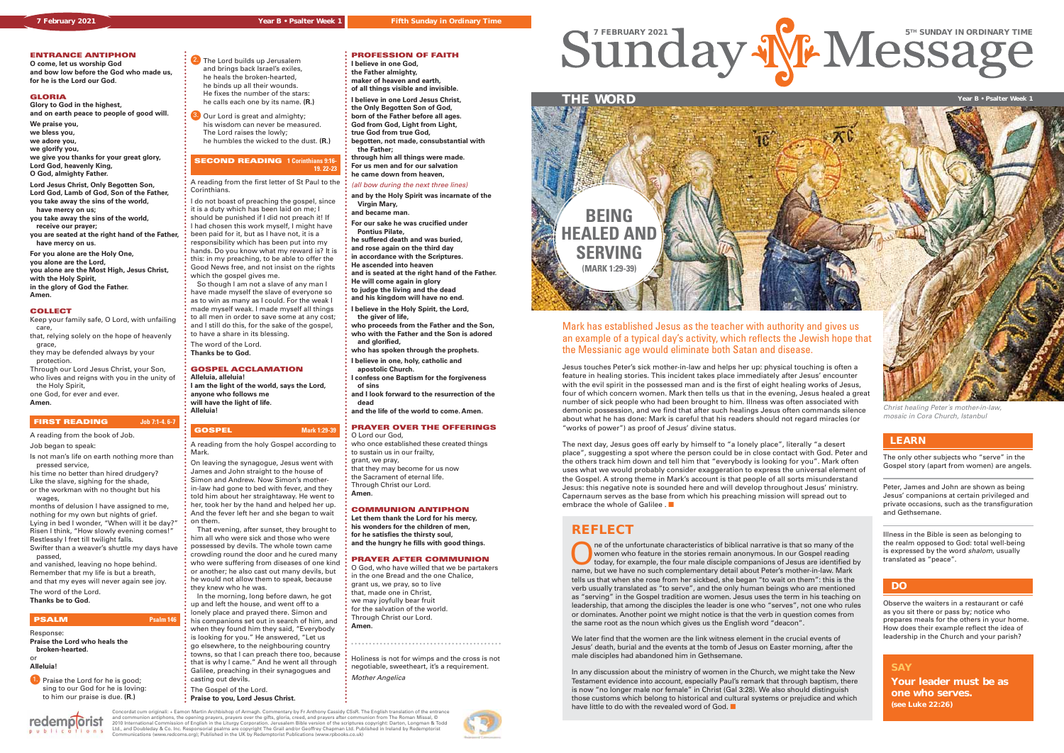# Sunday Message

7 FEBRUARY 2021 — 5TH SUNDAY IN ORDINARY TIME

## ENTRANCE ANTIPHON

**O come, let us worship God and bow low before the God who made us, for he is the Lord our God.**

## GLORIA

**Glory to God in the highest, and on earth peace to people of good will.**

**We praise you, we bless you, we adore you, we glorify you, we give you thanks for your great glory, Lord God, heavenly King, O God, almighty Father.**

**Lord Jesus Christ, Only Begotten Son, Lord God, Lamb of God, Son of the Father, you take away the sins of the world, have mercy on us; you take away the sins of the world, receive our prayer; you are seated at the right hand of the Father, have mercy on us.**

**For you alone are the Holy One, you alone are the Lord, you alone are the Most High, Jesus Christ, with the Holy Spirit, in the glory of God the Father. Amen.**

## COLLECT

Keep your family safe, O Lord, with unfailing care,
that, relying solely on the hope of heavenly grace,
they may be defended always by your protection.
Through our Lord Jesus Christ, your Son,
who lives and reigns with you in the unity of the Holy Spirit,
one God, for ever and ever.
**Amen.**

## FIRST READING — Job 7:1-4. 6-7

A reading from the book of Job.

Job began to speak:

Is not man's life on earth nothing more than pressed service,
his time no better than hired drudgery?
Like the slave, sighing for the shade,
or the workman with no thought but his wages,
months of delusion I have assigned to me,
nothing for my own but nights of grief.
Lying in bed I wonder, "When will it be day?"
Risen I think, "How slowly evening comes!"
Restlessly I fret till twilight falls.
Swifter than a weaver's shuttle my days have passed,
and vanished, leaving no hope behind.
Remember that my life is but a breath,
and that my eyes will never again see joy.

The word of the Lord.
**Thanks be to God.**

## PSALM — Psalm 146

Response:
**Praise the Lord who heals the broken-hearted.**
or
**Alleluia!**

1. Praise the Lord for he is good;
sing to our God for he is loving:
to him our praise is due. **(R.)**

2. The Lord builds up Jerusalem
and brings back Israel's exiles,
he heals the broken-hearted,
he binds up all their wounds.
He fixes the number of the stars;
he calls each one by its name. **(R.)**

3. Our Lord is great and almighty;
his wisdom can never be measured.
The Lord raises the lowly;
he humbles the wicked to the dust. **(R.)**

## SECOND READING — 1 Corinthians 9:16-19. 22-23

A reading from the first letter of St Paul to the Corinthians.

I do not boast of preaching the gospel, since it is a duty which has been laid on me; I should be punished if I did not preach it! If I had chosen this work myself, I might have been paid for it, but as I have not, it is a responsibility which has been put into my hands. Do you know what my reward is? It is this: in my preaching, to be able to offer the Good News free, and not insist on the rights which the gospel gives me.

So though I am not a slave of any man I have made myself the slave of everyone so as to win as many as I could. For the weak I made myself weak. I made myself all things to all men in order to save some at any cost; and I still do this, for the sake of the gospel, to have a share in its blessing.

The word of the Lord.
**Thanks be to God.**

## GOSPEL ACCLAMATION

**Alleluia, alleluia!**
**I am the light of the world, says the Lord, anyone who follows me will have the light of life.**
**Alleluia!**

## GOSPEL — Mark 1:29-39

A reading from the holy Gospel according to Mark.

On leaving the synagogue, Jesus went with James and John straight to the house of Simon and Andrew. Now Simon's mother-in-law had gone to bed with fever, and they told him about her straightaway. He went to her, took her by the hand and helped her up. And the fever left her and she began to wait on them.

That evening, after sunset, they brought to him all who were sick and those who were possessed by devils. The whole town came crowding round the door and he cured many who were suffering from diseases of one kind or another; he also cast out many devils, but he would not allow them to speak, because they knew who he was.

In the morning, long before dawn, he got up and left the house, and went off to a lonely place and prayed there. Simon and his companions set out in search of him, and when they found him they said, "Everybody is looking for you." He answered, "Let us go elsewhere, to the neighbouring country towns, so that I can preach there too, because that is why I came." And he went all through Galilee, preaching in their synagogues and casting out devils.

The Gospel of the Lord.
**Praise to you, Lord Jesus Christ.**

## PROFESSION OF FAITH

**I believe in one God, the Father almighty, maker of heaven and earth, of all things visible and invisible.**

**I believe in one Lord Jesus Christ, the Only Begotten Son of God, born of the Father before all ages. God from God, Light from Light, true God from true God, begotten, not made, consubstantial with the Father; through him all things were made. For us men and for our salvation he came down from heaven,**

*(all bow during the next three lines)*

**and by the Holy Spirit was incarnate of the Virgin Mary, and became man.**

**For our sake he was crucified under Pontius Pilate, he suffered death and was buried, and rose again on the third day in accordance with the Scriptures. He ascended into heaven and is seated at the right hand of the Father. He will come again in glory to judge the living and the dead and his kingdom will have no end.**

**I believe in the Holy Spirit, the Lord, the giver of life, who proceeds from the Father and the Son, who with the Father and the Son is adored and glorified, who has spoken through the prophets.**

**I believe in one, holy, catholic and apostolic Church.**

**I confess one Baptism for the forgiveness of sins**

**and I look forward to the resurrection of the dead**

**and the life of the world to come. Amen.**

## PRAYER OVER THE OFFERINGS

O Lord our God,
who once established these created things
to sustain us in our frailty,
grant, we pray,
that they may become for us now
the Sacrament of eternal life.
Through Christ our Lord.
**Amen.**

## COMMUNION ANTIPHON

**Let them thank the Lord for his mercy, his wonders for the children of men, for he satisfies the thirsty soul, and the hungry he fills with good things.**

## PRAYER AFTER COMMUNION

O God, who have willed that we be partakers
in the one Bread and the one Chalice,
grant us, we pray, so to live
that, made one in Christ,
we may joyfully bear fruit
for the salvation of the world.
Through Christ our Lord.
**Amen.**

Holiness is not for wimps and the cross is not negotiable, sweetheart, it's a requirement.
*Mother Angelica*

## THE WORD

Year B • Psalter Week 1

### BEING HEALED AND SERVING
**(MARK 1:29-39)**

*Christ healing Peter's mother-in-law, mosaic in Cora Church, Istanbul*

Mark has established Jesus as the teacher with authority and gives us an example of a typical day's activity, which reflects the Jewish hope that the Messianic age would eliminate both Satan and disease.

Jesus touches Peter's sick mother-in-law and helps her up: physical touching is often a feature in healing stories. This incident takes place immediately after Jesus' encounter with the evil spirit in the possessed man and is the first of eight healing works of Jesus, four of which concern women. Mark then tells us that in the evening, Jesus healed a great number of sick people who had been brought to him. Illness was often associated with demonic possession, and we find that after such healings Jesus often commands silence about what he has done: Mark is careful that his readers should not regard miracles (or "works of power") as proof of Jesus' divine status.

The next day, Jesus goes off early by himself to "a lonely place", literally "a desert place", suggesting a spot where the person could be in close contact with God. Peter and the others track him down and tell him that "everybody is looking for you". Mark often uses what we would probably consider exaggeration to express the universal element of the Gospel. A strong theme in Mark's account is that people of all sorts misunderstand Jesus: this negative note is sounded here and will develop throughout Jesus' ministry. Capernaum serves as the base from which his preaching mission will spread out to embrace the whole of Galilee.

## REFLECT

One of the unfortunate characteristics of biblical narrative is that so many of the women who feature in the stories remain anonymous. In our Gospel reading today, for example, the four male disciple companions of Jesus are identified by name, but we have no such complementary detail about Peter's mother-in-law. Mark tells us that when she rose from her sickbed, she began "to wait on them": this is the verb usually translated as "to serve", and the only human beings who are mentioned as "serving" in the Gospel tradition are women. Jesus uses the term in his teaching on leadership, that among the disciples the leader is one who "serves", not one who rules or dominates. Another point we might notice is that the verb in question comes from the same root as the noun which gives us the English word "deacon".

We later find that the women are the link witness element in the crucial events of Jesus' death, burial and the events at the tomb of Jesus on Easter morning, after the male disciples had abandoned him in Gethsemane.

In any discussion about the ministry of women in the Church, we might take the New Testament evidence into account, especially Paul's remark that through baptism, there is now "no longer male nor female" in Christ (Gal 3:28). We also should distinguish those customs which belong to historical and cultural systems or prejudice and which have little to do with the revealed word of God.

## LEARN

The only other subjects who "serve" in the Gospel story (apart from women) are angels.

Peter, James and John are shown as being Jesus' companions at certain privileged and private occasions, such as the transfiguration and Gethsemane.

Illness in the Bible is seen as belonging to the realm opposed to God: total well-being is expressed by the word *shalom*, usually translated as "peace".

## DO

Observe the waiters in a restaurant or café as you sit there or pass by; notice who prepares meals for the others in your home. How does their example reflect the idea of leadership in the Church and your parish?

## SAY

**Your leader must be as one who serves.**
**(see Luke 22:26)**

Concordat cum originali: + Eamon Martin Archbishop of Armagh. Commentary by Fr Anthony Cassidy CSsR. The English translation of the entrance and communion antiphons, the opening prayers, prayers over the gifts, gloria, creed, and prayers after communion from The Roman Missal, © 2010 International Commission of English in the Liturgy Corporation. Jerusalem Bible version of the scriptures copyright: Darton, Longman & Todd Ltd., and Doubleday & Co. Inc. Responsorial psalms are copyright The Grail and/or Geoffrey Chapman Ltd. Published in Ireland by Redemptorist Communications (www.redcoms.org); Published in the UK by Redemptorist Publications (www.rpbooks.co.uk)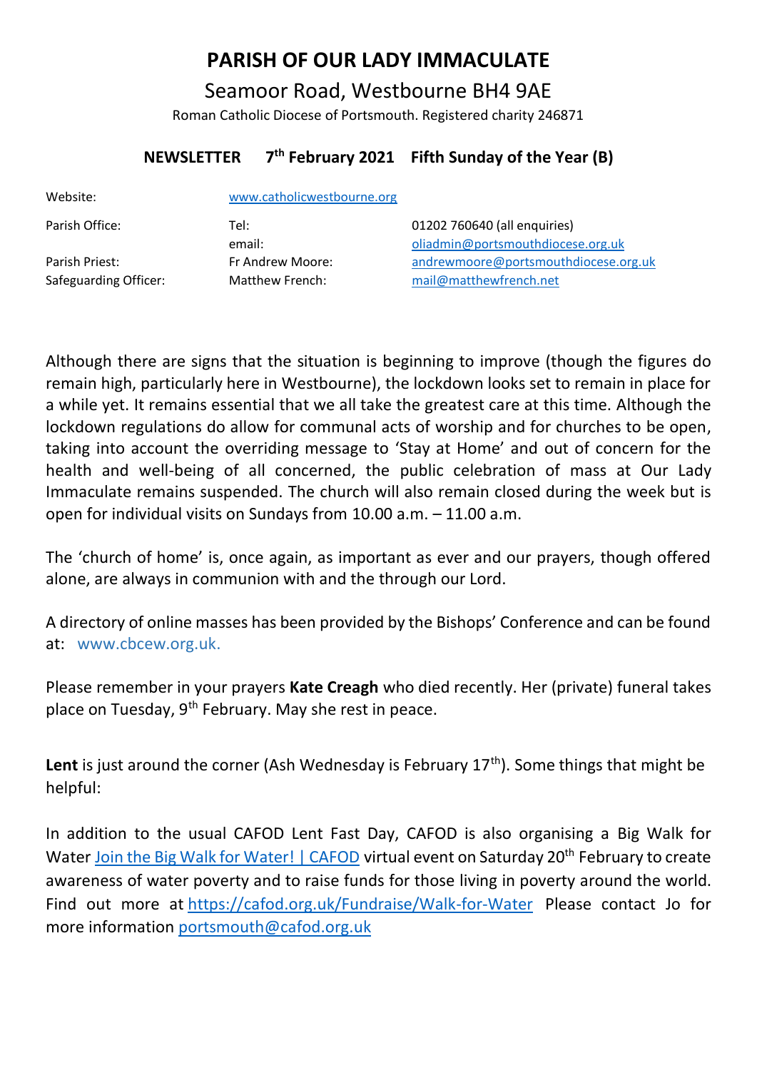# PARISH OF OUR LADY IMMACULATE

## Seamoor Road, Westbourne BH4 9AE

Roman Catholic Diocese of Portsmouth. Registered charity 246871

### NEWSLETTER 7th February 2021 Fifth Sunday of the Year (B)

| | | |
|---|---|---|
| Website: | www.catholicwestbourne.org | |
| Parish Office: | Tel: | 01202 760640 (all enquiries) |
| | email: | oliadmin@portsmouthdiocese.org.uk |
| Parish Priest: | Fr Andrew Moore: | andrewmoore@portsmouthdiocese.org.uk |
| Safeguarding Officer: | Matthew French: | mail@matthewfrench.net |

Although there are signs that the situation is beginning to improve (though the figures do remain high, particularly here in Westbourne), the lockdown looks set to remain in place for a while yet. It remains essential that we all take the greatest care at this time. Although the lockdown regulations do allow for communal acts of worship and for churches to be open, taking into account the overriding message to 'Stay at Home' and out of concern for the health and well-being of all concerned, the public celebration of mass at Our Lady Immaculate remains suspended. The church will also remain closed during the week but is open for individual visits on Sundays from 10.00 a.m. – 11.00 a.m.

The 'church of home' is, once again, as important as ever and our prayers, though offered alone, are always in communion with and the through our Lord.

A directory of online masses has been provided by the Bishops' Conference and can be found at: www.cbcew.org.uk.

Please remember in your prayers **Kate Creagh** who died recently. Her (private) funeral takes place on Tuesday, 9th February. May she rest in peace.

**Lent** is just around the corner (Ash Wednesday is February 17th). Some things that might be helpful:

In addition to the usual CAFOD Lent Fast Day, CAFOD is also organising a Big Walk for Water Join the Big Walk for Water! | CAFOD virtual event on Saturday 20th February to create awareness of water poverty and to raise funds for those living in poverty around the world. Find out more at https://cafod.org.uk/Fundraise/Walk-for-Water Please contact Jo for more information portsmouth@cafod.org.uk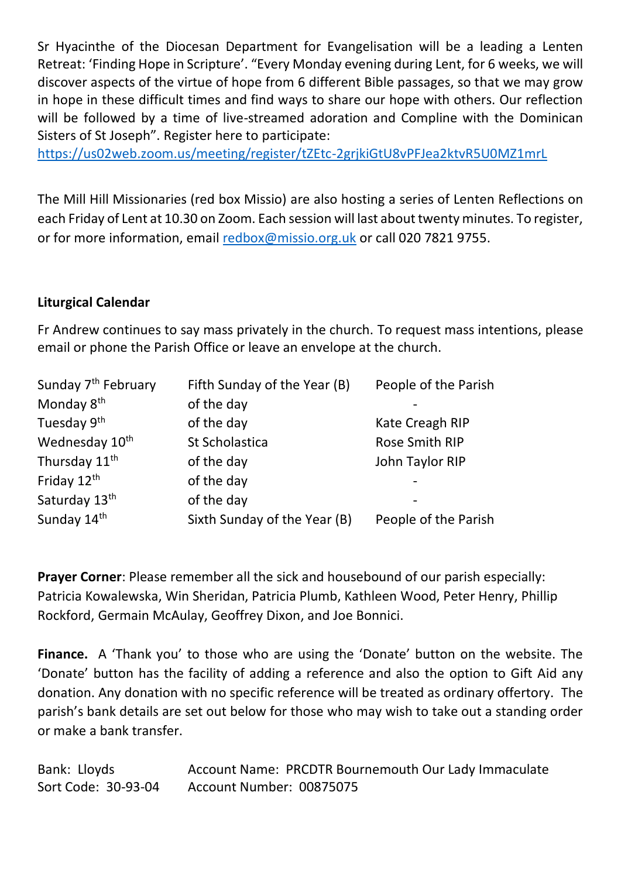Sr Hyacinthe of the Diocesan Department for Evangelisation will be a leading a Lenten Retreat: 'Finding Hope in Scripture'. "Every Monday evening during Lent, for 6 weeks, we will discover aspects of the virtue of hope from 6 different Bible passages, so that we may grow in hope in these difficult times and find ways to share our hope with others. Our reflection will be followed by a time of live-streamed adoration and Compline with the Dominican Sisters of St Joseph". Register here to participate:
https://us02web.zoom.us/meeting/register/tZEtc-2grjkiGtU8vPFJea2ktvR5U0MZ1mrL

The Mill Hill Missionaries (red box Missio) are also hosting a series of Lenten Reflections on each Friday of Lent at 10.30 on Zoom. Each session will last about twenty minutes. To register, or for more information, email redbox@missio.org.uk or call 020 7821 9755.

**Liturgical Calendar**

Fr Andrew continues to say mass privately in the church. To request mass intentions, please email or phone the Parish Office or leave an envelope at the church.

| | | |
|---|---|---|
| Sunday 7th February | Fifth Sunday of the Year (B) | People of the Parish |
| Monday 8th | of the day | - |
| Tuesday 9th | of the day | Kate Creagh RIP |
| Wednesday 10th | St Scholastica | Rose Smith RIP |
| Thursday 11th | of the day | John Taylor RIP |
| Friday 12th | of the day | - |
| Saturday 13th | of the day | - |
| Sunday 14th | Sixth Sunday of the Year (B) | People of the Parish |

**Prayer Corner**: Please remember all the sick and housebound of our parish especially: Patricia Kowalewska, Win Sheridan, Patricia Plumb, Kathleen Wood, Peter Henry, Phillip Rockford, Germain McAulay, Geoffrey Dixon, and Joe Bonnici.

**Finance.** A 'Thank you' to those who are using the 'Donate' button on the website. The 'Donate' button has the facility of adding a reference and also the option to Gift Aid any donation. Any donation with no specific reference will be treated as ordinary offertory. The parish's bank details are set out below for those who may wish to take out a standing order or make a bank transfer.

| | |
|---|---|
| Bank: Lloyds | Account Name: PRCDTR Bournemouth Our Lady Immaculate |
| Sort Code: 30-93-04 | Account Number: 00875075 |